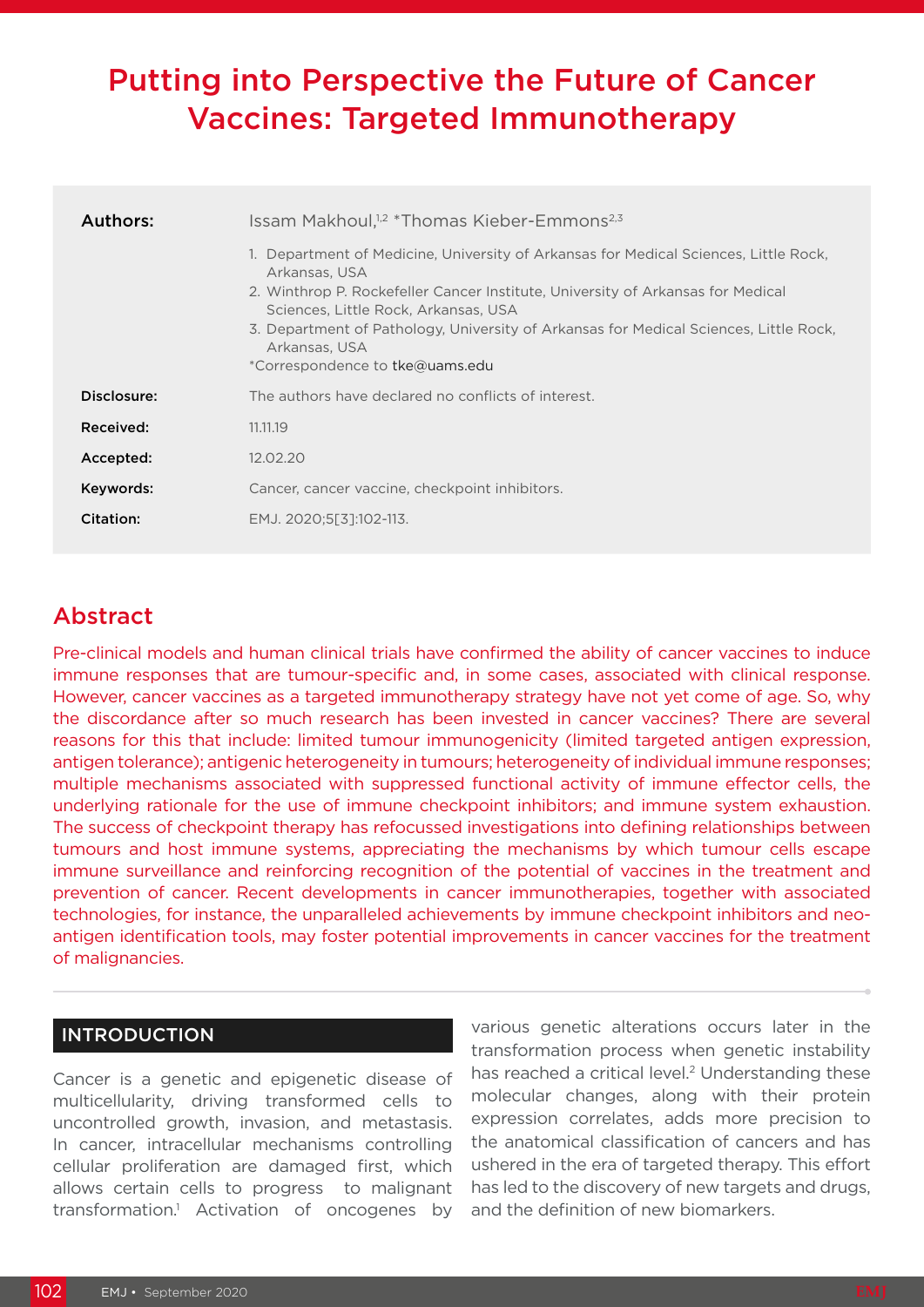# Putting into Perspective the Future of Cancer Vaccines: Targeted Immunotherapy

| | |
|---|---|
| **Authors:** | Issam Makhoul,[1,2] *Thomas Kieber-Emmons[2,3] |
| | 1. Department of Medicine, University of Arkansas for Medical Sciences, Little Rock, Arkansas, USA<br>2. Winthrop P. Rockefeller Cancer Institute, University of Arkansas for Medical Sciences, Little Rock, Arkansas, USA<br>3. Department of Pathology, University of Arkansas for Medical Sciences, Little Rock, Arkansas, USA<br>*Correspondence to tke@uams.edu |
| **Disclosure:** | The authors have declared no conflicts of interest. |
| **Received:** | 11.11.19 |
| **Accepted:** | 12.02.20 |
| **Keywords:** | Cancer, cancer vaccine, checkpoint inhibitors. |
| **Citation:** | EMJ. 2020;5[3]:102-113. |

## Abstract

Pre-clinical models and human clinical trials have confirmed the ability of cancer vaccines to induce immune responses that are tumour-specific and, in some cases, associated with clinical response. However, cancer vaccines as a targeted immunotherapy strategy have not yet come of age. So, why the discordance after so much research has been invested in cancer vaccines? There are several reasons for this that include: limited tumour immunogenicity (limited targeted antigen expression, antigen tolerance); antigenic heterogeneity in tumours; heterogeneity of individual immune responses; multiple mechanisms associated with suppressed functional activity of immune effector cells, the underlying rationale for the use of immune checkpoint inhibitors; and immune system exhaustion. The success of checkpoint therapy has refocussed investigations into defining relationships between tumours and host immune systems, appreciating the mechanisms by which tumour cells escape immune surveillance and reinforcing recognition of the potential of vaccines in the treatment and prevention of cancer. Recent developments in cancer immunotherapies, together with associated technologies, for instance, the unparalleled achievements by immune checkpoint inhibitors and neo-antigen identification tools, may foster potential improvements in cancer vaccines for the treatment of malignancies.

## INTRODUCTION

Cancer is a genetic and epigenetic disease of multicellularity, driving transformed cells to uncontrolled growth, invasion, and metastasis. In cancer, intracellular mechanisms controlling cellular proliferation are damaged first, which allows certain cells to progress to malignant transformation.[1] Activation of oncogenes by various genetic alterations occurs later in the transformation process when genetic instability has reached a critical level.[2] Understanding these molecular changes, along with their protein expression correlates, adds more precision to the anatomical classification of cancers and has ushered in the era of targeted therapy. This effort has led to the discovery of new targets and drugs, and the definition of new biomarkers.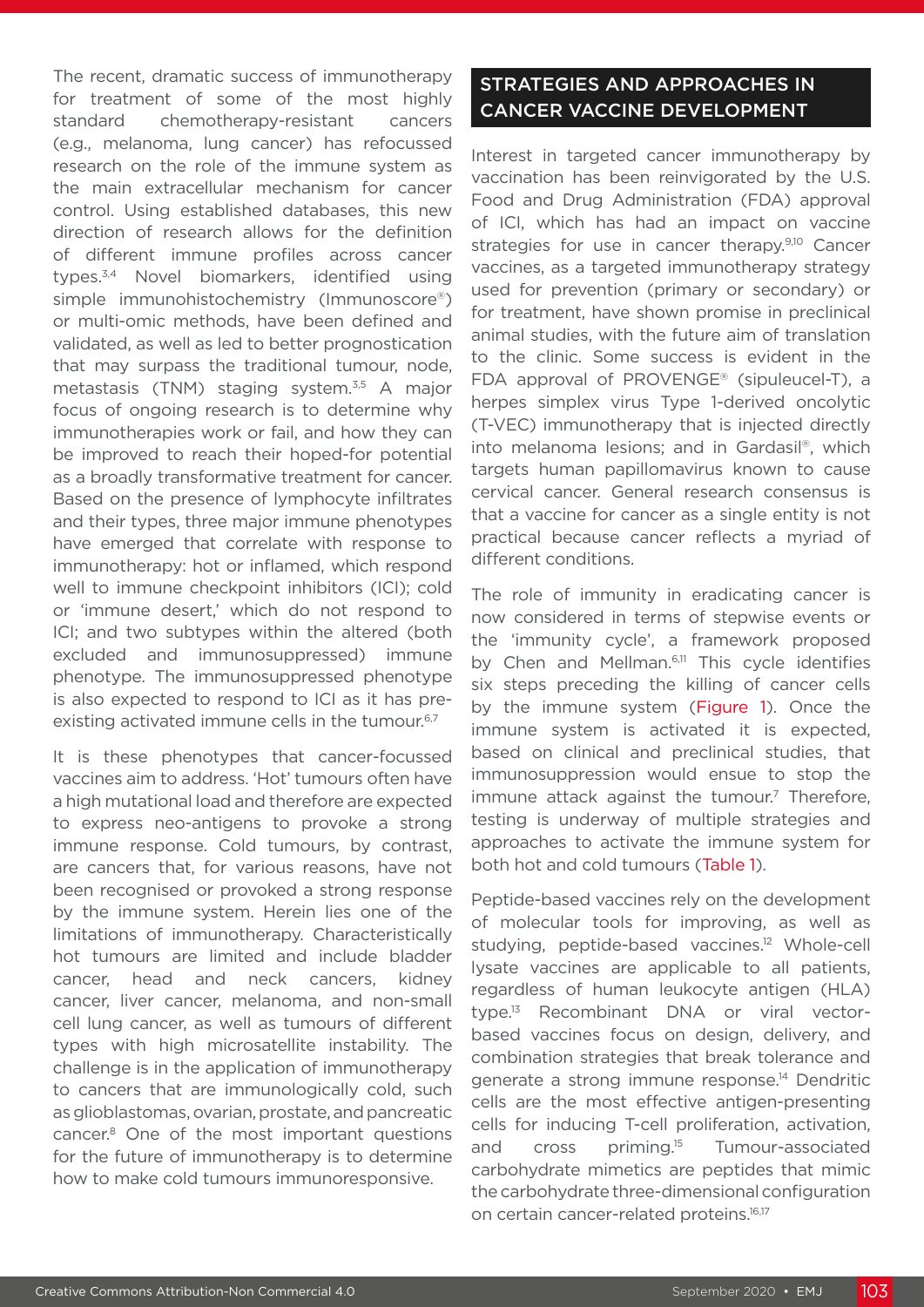The recent, dramatic success of immunotherapy for treatment of some of the most highly standard chemotherapy-resistant cancers (e.g., melanoma, lung cancer) has refocussed research on the role of the immune system as the main extracellular mechanism for cancer control. Using established databases, this new direction of research allows for the definition of different immune profiles across cancer types.[3,4] Novel biomarkers, identified using simple immunohistochemistry (Immunoscore®) or multi-omic methods, have been defined and validated, as well as led to better prognostication that may surpass the traditional tumour, node, metastasis (TNM) staging system.[3,5] A major focus of ongoing research is to determine why immunotherapies work or fail, and how they can be improved to reach their hoped-for potential as a broadly transformative treatment for cancer. Based on the presence of lymphocyte infiltrates and their types, three major immune phenotypes have emerged that correlate with response to immunotherapy: hot or inflamed, which respond well to immune checkpoint inhibitors (ICI); cold or 'immune desert,' which do not respond to ICI; and two subtypes within the altered (both excluded and immunosuppressed) immune phenotype. The immunosuppressed phenotype is also expected to respond to ICI as it has pre-existing activated immune cells in the tumour.[6,7]

It is these phenotypes that cancer-focussed vaccines aim to address. 'Hot' tumours often have a high mutational load and therefore are expected to express neo-antigens to provoke a strong immune response. Cold tumours, by contrast, are cancers that, for various reasons, have not been recognised or provoked a strong response by the immune system. Herein lies one of the limitations of immunotherapy. Characteristically hot tumours are limited and include bladder cancer, head and neck cancers, kidney cancer, liver cancer, melanoma, and non-small cell lung cancer, as well as tumours of different types with high microsatellite instability. The challenge is in the application of immunotherapy to cancers that are immunologically cold, such as glioblastomas, ovarian, prostate, and pancreatic cancer.[8] One of the most important questions for the future of immunotherapy is to determine how to make cold tumours immunoresponsive.

## STRATEGIES AND APPROACHES IN CANCER VACCINE DEVELOPMENT

Interest in targeted cancer immunotherapy by vaccination has been reinvigorated by the U.S. Food and Drug Administration (FDA) approval of ICI, which has had an impact on vaccine strategies for use in cancer therapy.[9,10] Cancer vaccines, as a targeted immunotherapy strategy used for prevention (primary or secondary) or for treatment, have shown promise in preclinical animal studies, with the future aim of translation to the clinic. Some success is evident in the FDA approval of PROVENGE® (sipuleucel-T), a herpes simplex virus Type 1-derived oncolytic (T-VEC) immunotherapy that is injected directly into melanoma lesions; and in Gardasil®, which targets human papillomavirus known to cause cervical cancer. General research consensus is that a vaccine for cancer as a single entity is not practical because cancer reflects a myriad of different conditions.

The role of immunity in eradicating cancer is now considered in terms of stepwise events or the 'immunity cycle', a framework proposed by Chen and Mellman.[6,11] This cycle identifies six steps preceding the killing of cancer cells by the immune system (Figure 1). Once the immune system is activated it is expected, based on clinical and preclinical studies, that immunosuppression would ensue to stop the immune attack against the tumour.[7] Therefore, testing is underway of multiple strategies and approaches to activate the immune system for both hot and cold tumours (Table 1).

Peptide-based vaccines rely on the development of molecular tools for improving, as well as studying, peptide-based vaccines.[12] Whole-cell lysate vaccines are applicable to all patients, regardless of human leukocyte antigen (HLA) type.[13] Recombinant DNA or viral vector-based vaccines focus on design, delivery, and combination strategies that break tolerance and generate a strong immune response.[14] Dendritic cells are the most effective antigen-presenting cells for inducing T-cell proliferation, activation, and cross priming.[15] Tumour-associated carbohydrate mimetics are peptides that mimic the carbohydrate three-dimensional configuration on certain cancer-related proteins.[16,17]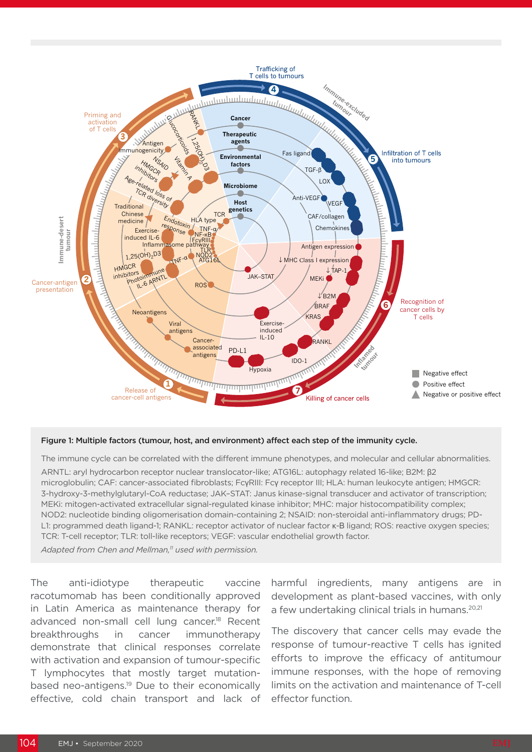Trafficking of T cells to tumours

4

Immune-excluded tumour

Infiltration of T cells into tumours

5

Priming and activation of T cells

3

Cancer

Therapeutic agents

Environmental factors

Microbiome

Host genetics

Immune-desert tumour

Cancer-antigen presentation

2

Recognition of cancer cells by T cells

6

Inflamed tumour

Release of cancer-cell antigens

1

Killing of cancer cells

7

RANKL

Glucocorticoids

$1,25(OH)_2D3$

Antigen immunogenicity

NSAID

Vitamin A

HMGCR inhibitors

Age-related loss of TCR diversity

Traditional Chinese medicine

Endotoxin response

HLA type

TCR

TNF-α

NF-κB

FcγRIII

TLR

NOD2

ATG16L

Inflammasome pathway

Exercise-induced IL-6

$1,25(OH)_2D3$

TNF-α

HMGCR inhibitors

Photoimmune

IL-6 ARNTL

ROS

Fas ligand

TGF-β

LOX

Anti-VEGF

VEGF

CAF/collagen

Chemokines

Antigen expression

↓MHC Class I expression

↓TAP-1

MEKi

JAK–STAT

↓B2M

BRAF

KRAS

Neoantigens

Viral antigens

Cancer-associated antigens

Exercise-induced IL-10

RANKL

PD-L1

IDO-1

Hypoxia

Negative effect

Positive effect

Negative or positive effect

**Figure 1: Multiple factors (tumour, host, and environment) affect each step of the immunity cycle.**

The immune cycle can be correlated with the different immune phenotypes, and molecular and cellular abnormalities.

ARNTL: aryl hydrocarbon receptor nuclear translocator-like; ATG16L: autophagy related 16-like; B2M: β2 microglobulin; CAF: cancer-associated fibroblasts; FcγRIII: Fcγ receptor III; HLA: human leukocyte antigen; HMGCR: 3-hydroxy-3-methylglutaryl-CoA reductase; JAK–STAT: Janus kinase-signal transducer and activator of transcription; MEKi: mitogen-activated extracellular signal-regulated kinase inhibitor; MHC: major histocompatibility complex; NOD2: nucleotide binding oligomerisation domain-containing 2; NSAID: non-steroidal anti-inflammatory drugs; PD-L1: programmed death ligand-1; RANKL: receptor activator of nuclear factor κ-B ligand; ROS: reactive oxygen species; TCR: T-cell receptor; TLR: toll-like receptors; VEGF: vascular endothelial growth factor.

*Adapted from Chen and Mellman,[11] used with permission.*

The anti-idiotype therapeutic vaccine racotumomab has been conditionally approved in Latin America as maintenance therapy for advanced non-small cell lung cancer.[18] Recent breakthroughs in cancer immunotherapy demonstrate that clinical responses correlate with activation and expansion of tumour-specific T lymphocytes that mostly target mutation-based neo-antigens.[19] Due to their economically effective, cold chain transport and lack of harmful ingredients, many antigens are in development as plant-based vaccines, with only a few undertaking clinical trials in humans.[20,21]

The discovery that cancer cells may evade the response of tumour-reactive T cells has ignited efforts to improve the efficacy of antitumour immune responses, with the hope of removing limits on the activation and maintenance of T-cell effector function.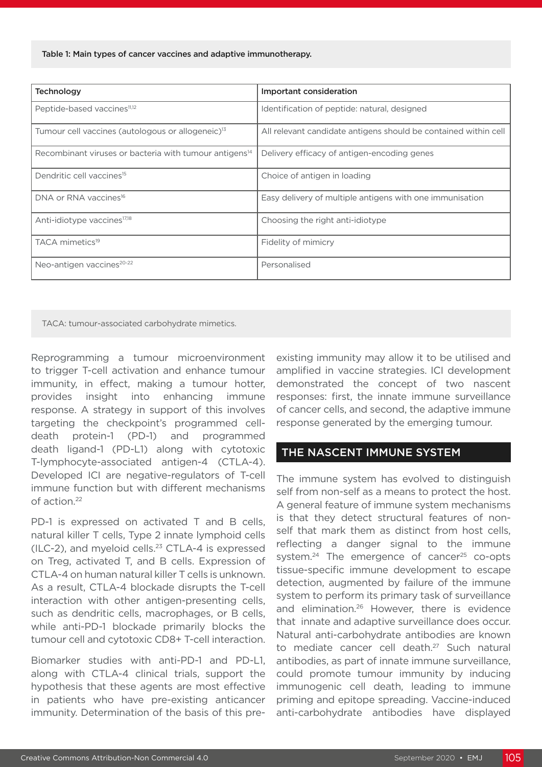Table 1: Main types of cancer vaccines and adaptive immunotherapy.

| Technology | Important consideration |
| --- | --- |
| Peptide-based vaccines[11,12] | Identification of peptide: natural, designed |
| Tumour cell vaccines (autologous or allogeneic)[13] | All relevant candidate antigens should be contained within cell |
| Recombinant viruses or bacteria with tumour antigens[14] | Delivery efficacy of antigen-encoding genes |
| Dendritic cell vaccines[15] | Choice of antigen in loading |
| DNA or RNA vaccines[16] | Easy delivery of multiple antigens with one immunisation |
| Anti-idiotype vaccines[17,18] | Choosing the right anti-idiotype |
| TACA mimetics[19] | Fidelity of mimicry |
| Neo-antigen vaccines[20-22] | Personalised |

TACA: tumour-associated carbohydrate mimetics.

Reprogramming a tumour microenvironment to trigger T-cell activation and enhance tumour immunity, in effect, making a tumour hotter, provides insight into enhancing immune response. A strategy in support of this involves targeting the checkpoint's programmed cell-death protein-1 (PD-1) and programmed death ligand-1 (PD-L1) along with cytotoxic T-lymphocyte-associated antigen-4 (CTLA-4). Developed ICI are negative-regulators of T-cell immune function but with different mechanisms of action.[22]

PD-1 is expressed on activated T and B cells, natural killer T cells, Type 2 innate lymphoid cells (ILC-2), and myeloid cells.[23] CTLA-4 is expressed on Treg, activated T, and B cells. Expression of CTLA-4 on human natural killer T cells is unknown. As a result, CTLA-4 blockade disrupts the T-cell interaction with other antigen-presenting cells, such as dendritic cells, macrophages, or B cells, while anti-PD-1 blockade primarily blocks the tumour cell and cytotoxic CD8+ T-cell interaction.

Biomarker studies with anti-PD-1 and PD-L1, along with CTLA-4 clinical trials, support the hypothesis that these agents are most effective in patients who have pre-existing anticancer immunity. Determination of the basis of this pre-existing immunity may allow it to be utilised and amplified in vaccine strategies. ICI development demonstrated the concept of two nascent responses: first, the innate immune surveillance of cancer cells, and second, the adaptive immune response generated by the emerging tumour.

## THE NASCENT IMMUNE SYSTEM

The immune system has evolved to distinguish self from non-self as a means to protect the host. A general feature of immune system mechanisms is that they detect structural features of non-self that mark them as distinct from host cells, reflecting a danger signal to the immune system.[24] The emergence of cancer[25] co-opts tissue-specific immune development to escape detection, augmented by failure of the immune system to perform its primary task of surveillance and elimination.[26] However, there is evidence that innate and adaptive surveillance does occur. Natural anti-carbohydrate antibodies are known to mediate cancer cell death.[27] Such natural antibodies, as part of innate immune surveillance, could promote tumour immunity by inducing immunogenic cell death, leading to immune priming and epitope spreading. Vaccine-induced anti-carbohydrate antibodies have displayed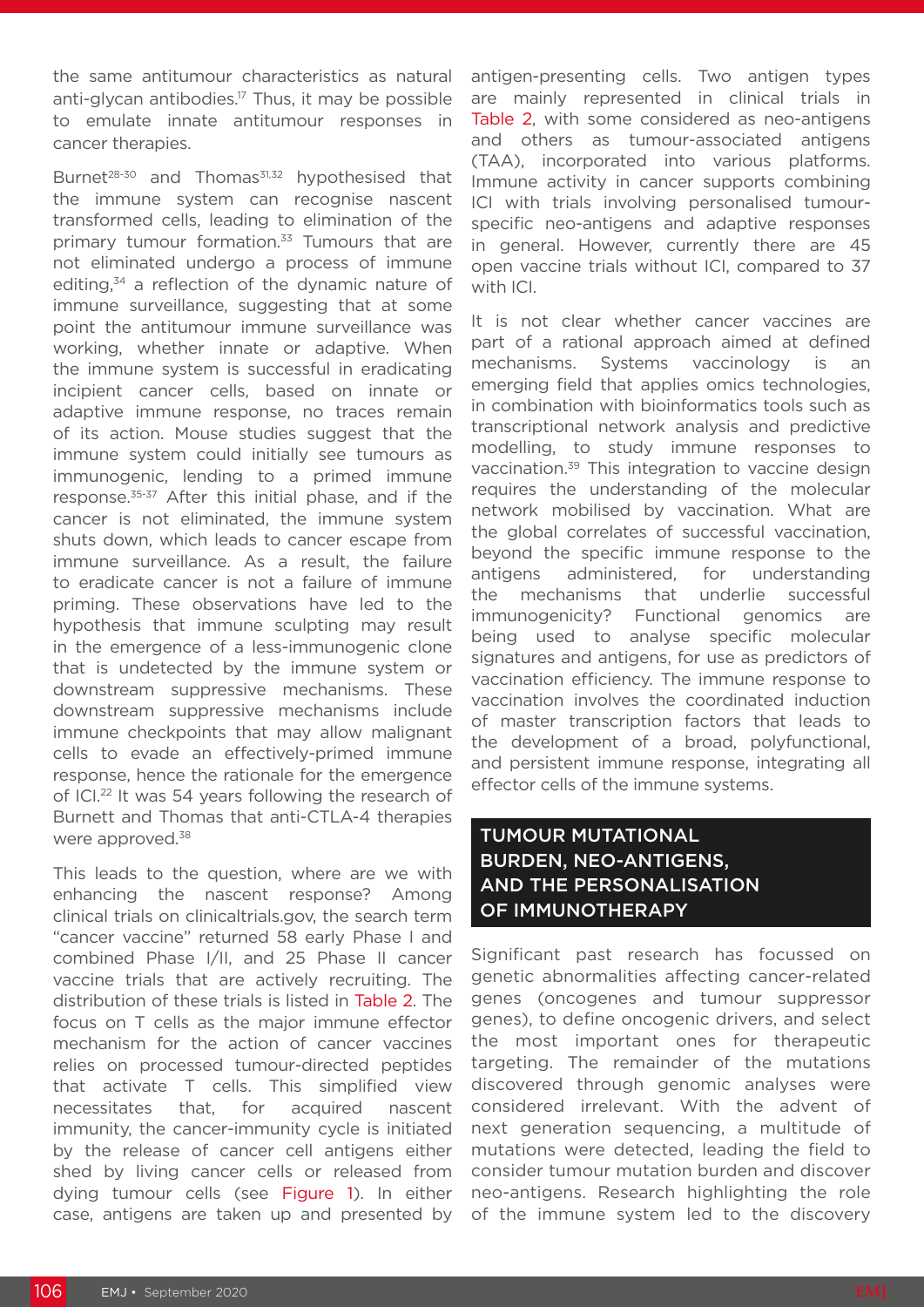the same antitumour characteristics as natural anti-glycan antibodies.[17] Thus, it may be possible to emulate innate antitumour responses in cancer therapies.

Burnet[28-30] and Thomas[31,32] hypothesised that the immune system can recognise nascent transformed cells, leading to elimination of the primary tumour formation.[33] Tumours that are not eliminated undergo a process of immune editing,[34] a reflection of the dynamic nature of immune surveillance, suggesting that at some point the antitumour immune surveillance was working, whether innate or adaptive. When the immune system is successful in eradicating incipient cancer cells, based on innate or adaptive immune response, no traces remain of its action. Mouse studies suggest that the immune system could initially see tumours as immunogenic, lending to a primed immune response.[35-37] After this initial phase, and if the cancer is not eliminated, the immune system shuts down, which leads to cancer escape from immune surveillance. As a result, the failure to eradicate cancer is not a failure of immune priming. These observations have led to the hypothesis that immune sculpting may result in the emergence of a less-immunogenic clone that is undetected by the immune system or downstream suppressive mechanisms. These downstream suppressive mechanisms include immune checkpoints that may allow malignant cells to evade an effectively-primed immune response, hence the rationale for the emergence of ICI.[22] It was 54 years following the research of Burnett and Thomas that anti-CTLA-4 therapies were approved.[38]

This leads to the question, where are we with enhancing the nascent response? Among clinical trials on clinicaltrials.gov, the search term "cancer vaccine" returned 58 early Phase I and combined Phase I/II, and 25 Phase II cancer vaccine trials that are actively recruiting. The distribution of these trials is listed in Table 2. The focus on T cells as the major immune effector mechanism for the action of cancer vaccines relies on processed tumour-directed peptides that activate T cells. This simplified view necessitates that, for acquired nascent immunity, the cancer-immunity cycle is initiated by the release of cancer cell antigens either shed by living cancer cells or released from dying tumour cells (see Figure 1). In either case, antigens are taken up and presented by antigen-presenting cells. Two antigen types are mainly represented in clinical trials in Table 2, with some considered as neo-antigens and others as tumour-associated antigens (TAA), incorporated into various platforms. Immune activity in cancer supports combining ICI with trials involving personalised tumour-specific neo-antigens and adaptive responses in general. However, currently there are 45 open vaccine trials without ICI, compared to 37 with ICI.

It is not clear whether cancer vaccines are part of a rational approach aimed at defined mechanisms. Systems vaccinology is an emerging field that applies omics technologies, in combination with bioinformatics tools such as transcriptional network analysis and predictive modelling, to study immune responses to vaccination.[39] This integration to vaccine design requires the understanding of the molecular network mobilised by vaccination. What are the global correlates of successful vaccination, beyond the specific immune response to the antigens administered, for understanding the mechanisms that underlie successful immunogenicity? Functional genomics are being used to analyse specific molecular signatures and antigens, for use as predictors of vaccination efficiency. The immune response to vaccination involves the coordinated induction of master transcription factors that leads to the development of a broad, polyfunctional, and persistent immune response, integrating all effector cells of the immune systems.

## TUMOUR MUTATIONAL BURDEN, NEO-ANTIGENS, AND THE PERSONALISATION OF IMMUNOTHERAPY

Significant past research has focussed on genetic abnormalities affecting cancer-related genes (oncogenes and tumour suppressor genes), to define oncogenic drivers, and select the most important ones for therapeutic targeting. The remainder of the mutations discovered through genomic analyses were considered irrelevant. With the advent of next generation sequencing, a multitude of mutations were detected, leading the field to consider tumour mutation burden and discover neo-antigens. Research highlighting the role of the immune system led to the discovery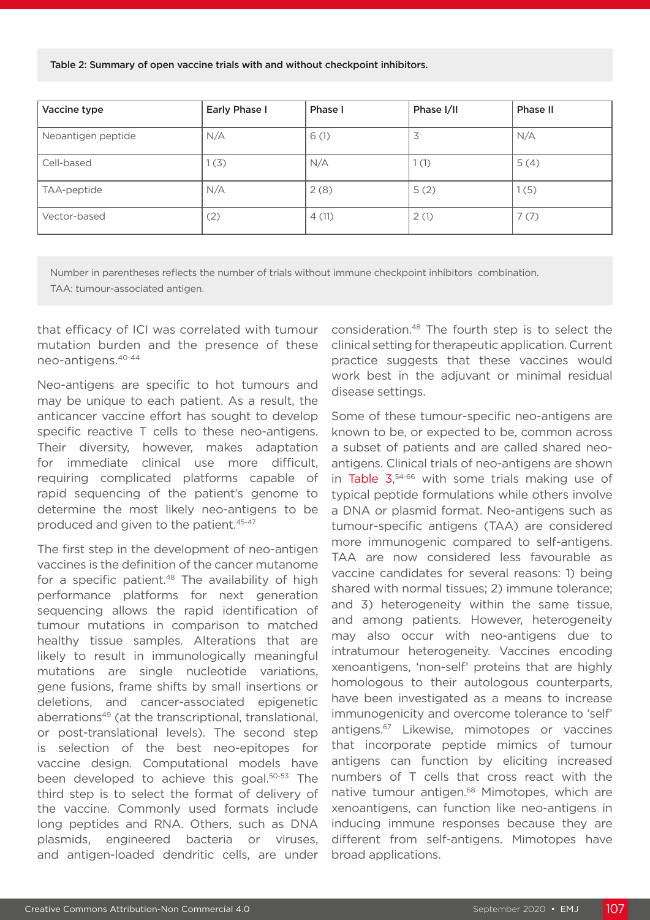Table 2: Summary of open vaccine trials with and without checkpoint inhibitors.

| Vaccine type | Early Phase I | Phase I | Phase I/II | Phase II |
|---|---|---|---|---|
| Neoantigen peptide | N/A | 6 (1) | 3 | N/A |
| Cell-based | 1 (3) | N/A | 1 (1) | 5 (4) |
| TAA-peptide | N/A | 2 (8) | 5 (2) | 1 (5) |
| Vector-based | (2) | 4 (11) | 2 (1) | 7 (7) |

Number in parentheses reflects the number of trials without immune checkpoint inhibitors combination.
TAA: tumour-associated antigen.

that efficacy of ICI was correlated with tumour mutation burden and the presence of these neo-antigens.[40-44]

Neo-antigens are specific to hot tumours and may be unique to each patient. As a result, the anticancer vaccine effort has sought to develop specific reactive T cells to these neo-antigens. Their diversity, however, makes adaptation for immediate clinical use more difficult, requiring complicated platforms capable of rapid sequencing of the patient's genome to determine the most likely neo-antigens to be produced and given to the patient.[45-47]

The first step in the development of neo-antigen vaccines is the definition of the cancer mutanome for a specific patient.[48] The availability of high performance platforms for next generation sequencing allows the rapid identification of tumour mutations in comparison to matched healthy tissue samples. Alterations that are likely to result in immunologically meaningful mutations are single nucleotide variations, gene fusions, frame shifts by small insertions or deletions, and cancer-associated epigenetic aberrations[49] (at the transcriptional, translational, or post-translational levels). The second step is selection of the best neo-epitopes for vaccine design. Computational models have been developed to achieve this goal.[50-53] The third step is to select the format of delivery of the vaccine. Commonly used formats include long peptides and RNA. Others, such as DNA plasmids, engineered bacteria or viruses, and antigen-loaded dendritic cells, are under consideration.[48] The fourth step is to select the clinical setting for therapeutic application. Current practice suggests that these vaccines would work best in the adjuvant or minimal residual disease settings.

Some of these tumour-specific neo-antigens are known to be, or expected to be, common across a subset of patients and are called shared neo-antigens. Clinical trials of neo-antigens are shown in Table 3,[54-66] with some trials making use of typical peptide formulations while others involve a DNA or plasmid format. Neo-antigens such as tumour-specific antigens (TAA) are considered more immunogenic compared to self-antigens. TAA are now considered less favourable as vaccine candidates for several reasons: 1) being shared with normal tissues; 2) immune tolerance; and 3) heterogeneity within the same tissue, and among patients. However, heterogeneity may also occur with neo-antigens due to intratumour heterogeneity. Vaccines encoding xenoantigens, 'non-self' proteins that are highly homologous to their autologous counterparts, have been investigated as a means to increase immunogenicity and overcome tolerance to 'self' antigens.[67] Likewise, mimotopes or vaccines that incorporate peptide mimics of tumour antigens can function by eliciting increased numbers of T cells that cross react with the native tumour antigen.[68] Mimotopes, which are xenoantigens, can function like neo-antigens in inducing immune responses because they are different from self-antigens. Mimotopes have broad applications.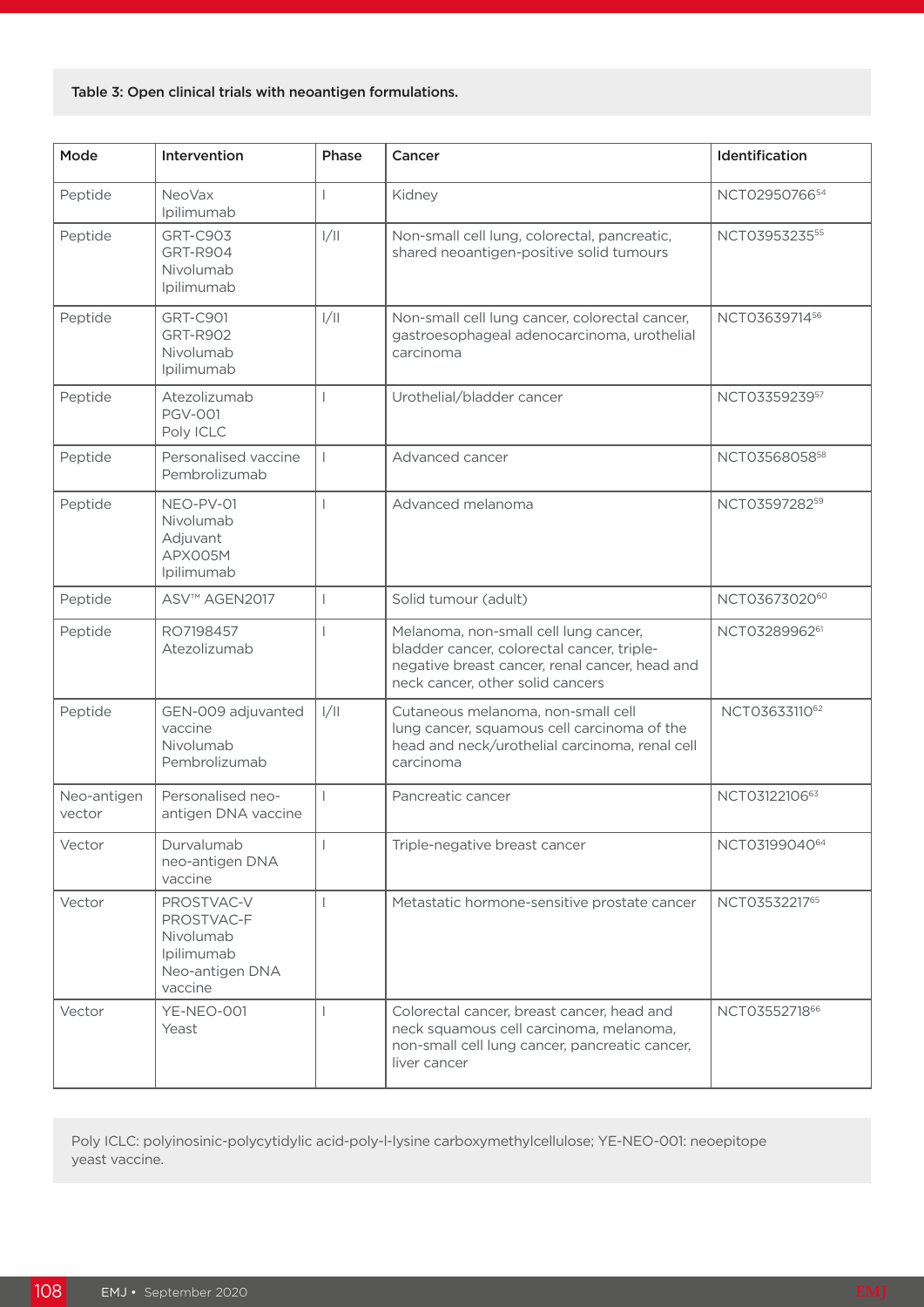Table 3: Open clinical trials with neoantigen formulations.

| Mode | Intervention | Phase | Cancer | Identification |
|---|---|---|---|---|
| Peptide | NeoVax<br>Ipilimumab | I | Kidney | NCT02950766[54] |
| Peptide | GRT-C903<br>GRT-R904<br>Nivolumab<br>Ipilimumab | I/II | Non-small cell lung, colorectal, pancreatic, shared neoantigen-positive solid tumours | NCT03953235[55] |
| Peptide | GRT-C901<br>GRT-R902<br>Nivolumab<br>Ipilimumab | I/II | Non-small cell lung cancer, colorectal cancer, gastroesophageal adenocarcinoma, urothelial carcinoma | NCT03639714[56] |
| Peptide | Atezolizumab<br>PGV-001<br>Poly ICLC | I | Urothelial/bladder cancer | NCT03359239[57] |
| Peptide | Personalised vaccine<br>Pembrolizumab | I | Advanced cancer | NCT03568058[58] |
| Peptide | NEO-PV-01<br>Nivolumab<br>Adjuvant<br>APX005M<br>Ipilimumab | I | Advanced melanoma | NCT03597282[59] |
| Peptide | ASV™ AGEN2017 | I | Solid tumour (adult) | NCT03673020[60] |
| Peptide | RO7198457<br>Atezolizumab | I | Melanoma, non-small cell lung cancer, bladder cancer, colorectal cancer, triple-negative breast cancer, renal cancer, head and neck cancer, other solid cancers | NCT03289962[61] |
| Peptide | GEN-009 adjuvanted vaccine<br>Nivolumab<br>Pembrolizumab | I/II | Cutaneous melanoma, non-small cell lung cancer, squamous cell carcinoma of the head and neck/urothelial carcinoma, renal cell carcinoma | NCT03633110[62] |
| Neo-antigen vector | Personalised neo-antigen DNA vaccine | I | Pancreatic cancer | NCT03122106[63] |
| Vector | Durvalumab<br>neo-antigen DNA vaccine | I | Triple-negative breast cancer | NCT03199040[64] |
| Vector | PROSTVAC-V<br>PROSTVAC-F<br>Nivolumab<br>Ipilimumab<br>Neo-antigen DNA vaccine | I | Metastatic hormone-sensitive prostate cancer | NCT03532217[65] |
| Vector | YE-NEO-001<br>Yeast | I | Colorectal cancer, breast cancer, head and neck squamous cell carcinoma, melanoma, non-small cell lung cancer, pancreatic cancer, liver cancer | NCT03552718[66] |

Poly ICLC: polyinosinic-polycytidylic acid-poly-l-lysine carboxymethylcellulose; YE-NEO-001: neoepitope yeast vaccine.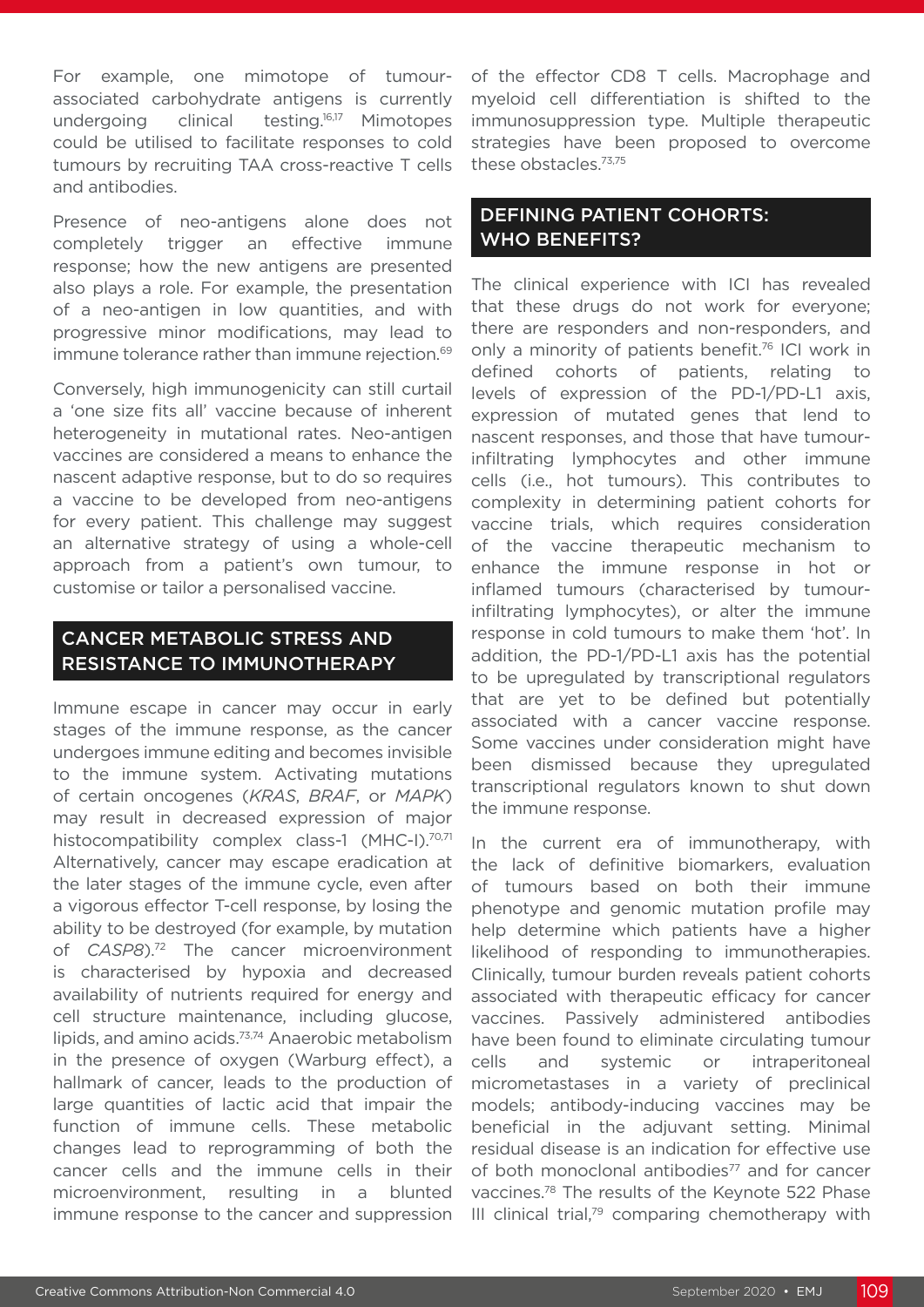For example, one mimotope of tumour-associated carbohydrate antigens is currently undergoing clinical testing.[16,17] Mimotopes could be utilised to facilitate responses to cold tumours by recruiting TAA cross-reactive T cells and antibodies.

Presence of neo-antigens alone does not completely trigger an effective immune response; how the new antigens are presented also plays a role. For example, the presentation of a neo-antigen in low quantities, and with progressive minor modifications, may lead to immune tolerance rather than immune rejection.[69]

Conversely, high immunogenicity can still curtail a 'one size fits all' vaccine because of inherent heterogeneity in mutational rates. Neo-antigen vaccines are considered a means to enhance the nascent adaptive response, but to do so requires a vaccine to be developed from neo-antigens for every patient. This challenge may suggest an alternative strategy of using a whole-cell approach from a patient's own tumour, to customise or tailor a personalised vaccine.

## CANCER METABOLIC STRESS AND RESISTANCE TO IMMUNOTHERAPY

Immune escape in cancer may occur in early stages of the immune response, as the cancer undergoes immune editing and becomes invisible to the immune system. Activating mutations of certain oncogenes (*KRAS*, *BRAF*, or *MAPK*) may result in decreased expression of major histocompatibility complex class-1 (MHC-I).[70,71] Alternatively, cancer may escape eradication at the later stages of the immune cycle, even after a vigorous effector T-cell response, by losing the ability to be destroyed (for example, by mutation of *CASP8*).[72] The cancer microenvironment is characterised by hypoxia and decreased availability of nutrients required for energy and cell structure maintenance, including glucose, lipids, and amino acids.[73,74] Anaerobic metabolism in the presence of oxygen (Warburg effect), a hallmark of cancer, leads to the production of large quantities of lactic acid that impair the function of immune cells. These metabolic changes lead to reprogramming of both the cancer cells and the immune cells in their microenvironment, resulting in a blunted immune response to the cancer and suppression of the effector CD8 T cells. Macrophage and myeloid cell differentiation is shifted to the immunosuppression type. Multiple therapeutic strategies have been proposed to overcome these obstacles.[73,75]

## DEFINING PATIENT COHORTS: WHO BENEFITS?

The clinical experience with ICI has revealed that these drugs do not work for everyone; there are responders and non-responders, and only a minority of patients benefit.[76] ICI work in defined cohorts of patients, relating to levels of expression of the PD-1/PD-L1 axis, expression of mutated genes that lend to nascent responses, and those that have tumour-infiltrating lymphocytes and other immune cells (i.e., hot tumours). This contributes to complexity in determining patient cohorts for vaccine trials, which requires consideration of the vaccine therapeutic mechanism to enhance the immune response in hot or inflamed tumours (characterised by tumour-infiltrating lymphocytes), or alter the immune response in cold tumours to make them 'hot'. In addition, the PD-1/PD-L1 axis has the potential to be upregulated by transcriptional regulators that are yet to be defined but potentially associated with a cancer vaccine response. Some vaccines under consideration might have been dismissed because they upregulated transcriptional regulators known to shut down the immune response.

In the current era of immunotherapy, with the lack of definitive biomarkers, evaluation of tumours based on both their immune phenotype and genomic mutation profile may help determine which patients have a higher likelihood of responding to immunotherapies. Clinically, tumour burden reveals patient cohorts associated with therapeutic efficacy for cancer vaccines. Passively administered antibodies have been found to eliminate circulating tumour cells and systemic or intraperitoneal micrometastases in a variety of preclinical models; antibody-inducing vaccines may be beneficial in the adjuvant setting. Minimal residual disease is an indication for effective use of both monoclonal antibodies[77] and for cancer vaccines.[78] The results of the Keynote 522 Phase III clinical trial,[79] comparing chemotherapy with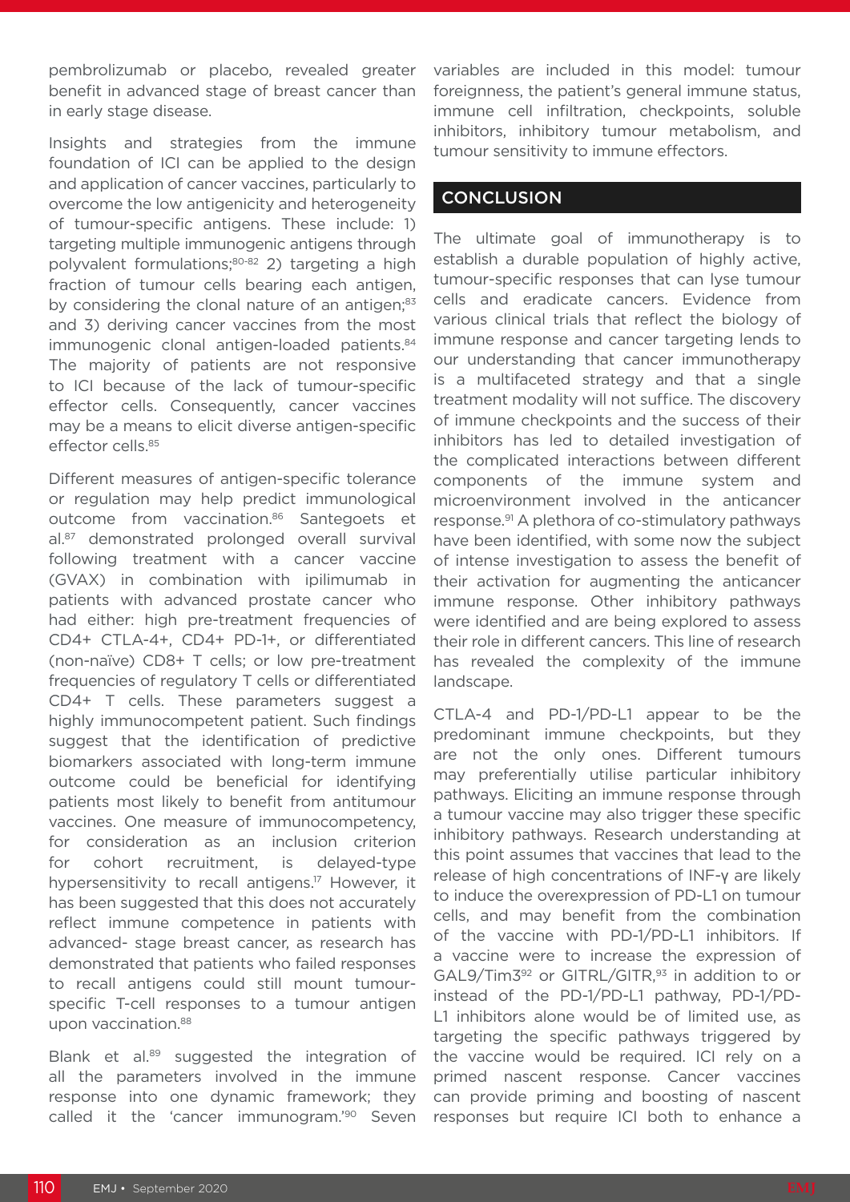pembrolizumab or placebo, revealed greater benefit in advanced stage of breast cancer than in early stage disease.

Insights and strategies from the immune foundation of ICI can be applied to the design and application of cancer vaccines, particularly to overcome the low antigenicity and heterogeneity of tumour-specific antigens. These include: 1) targeting multiple immunogenic antigens through polyvalent formulations;[80-82] 2) targeting a high fraction of tumour cells bearing each antigen, by considering the clonal nature of an antigen;[83] and 3) deriving cancer vaccines from the most immunogenic clonal antigen-loaded patients.[84] The majority of patients are not responsive to ICI because of the lack of tumour-specific effector cells. Consequently, cancer vaccines may be a means to elicit diverse antigen-specific effector cells.[85]

Different measures of antigen-specific tolerance or regulation may help predict immunological outcome from vaccination.[86] Santegoets et al.[87] demonstrated prolonged overall survival following treatment with a cancer vaccine (GVAX) in combination with ipilimumab in patients with advanced prostate cancer who had either: high pre-treatment frequencies of CD4+ CTLA-4+, CD4+ PD-1+, or differentiated (non-naïve) CD8+ T cells; or low pre-treatment frequencies of regulatory T cells or differentiated CD4+ T cells. These parameters suggest a highly immunocompetent patient. Such findings suggest that the identification of predictive biomarkers associated with long-term immune outcome could be beneficial for identifying patients most likely to benefit from antitumour vaccines. One measure of immunocompetency, for consideration as an inclusion criterion for cohort recruitment, is delayed-type hypersensitivity to recall antigens.[17] However, it has been suggested that this does not accurately reflect immune competence in patients with advanced- stage breast cancer, as research has demonstrated that patients who failed responses to recall antigens could still mount tumour-specific T-cell responses to a tumour antigen upon vaccination.[88]

Blank et al.[89] suggested the integration of all the parameters involved in the immune response into one dynamic framework; they called it the 'cancer immunogram.'[90] Seven variables are included in this model: tumour foreignness, the patient's general immune status, immune cell infiltration, checkpoints, soluble inhibitors, inhibitory tumour metabolism, and tumour sensitivity to immune effectors.

## CONCLUSION

The ultimate goal of immunotherapy is to establish a durable population of highly active, tumour-specific responses that can lyse tumour cells and eradicate cancers. Evidence from various clinical trials that reflect the biology of immune response and cancer targeting lends to our understanding that cancer immunotherapy is a multifaceted strategy and that a single treatment modality will not suffice. The discovery of immune checkpoints and the success of their inhibitors has led to detailed investigation of the complicated interactions between different components of the immune system and microenvironment involved in the anticancer response.[91] A plethora of co-stimulatory pathways have been identified, with some now the subject of intense investigation to assess the benefit of their activation for augmenting the anticancer immune response. Other inhibitory pathways were identified and are being explored to assess their role in different cancers. This line of research has revealed the complexity of the immune landscape.

CTLA-4 and PD-1/PD-L1 appear to be the predominant immune checkpoints, but they are not the only ones. Different tumours may preferentially utilise particular inhibitory pathways. Eliciting an immune response through a tumour vaccine may also trigger these specific inhibitory pathways. Research understanding at this point assumes that vaccines that lead to the release of high concentrations of INF-γ are likely to induce the overexpression of PD-L1 on tumour cells, and may benefit from the combination of the vaccine with PD-1/PD-L1 inhibitors. If a vaccine were to increase the expression of GAL9/Tim3[92] or GITRL/GITR,[93] in addition to or instead of the PD-1/PD-L1 pathway, PD-1/PD-L1 inhibitors alone would be of limited use, as targeting the specific pathways triggered by the vaccine would be required. ICI rely on a primed nascent response. Cancer vaccines can provide priming and boosting of nascent responses but require ICI both to enhance a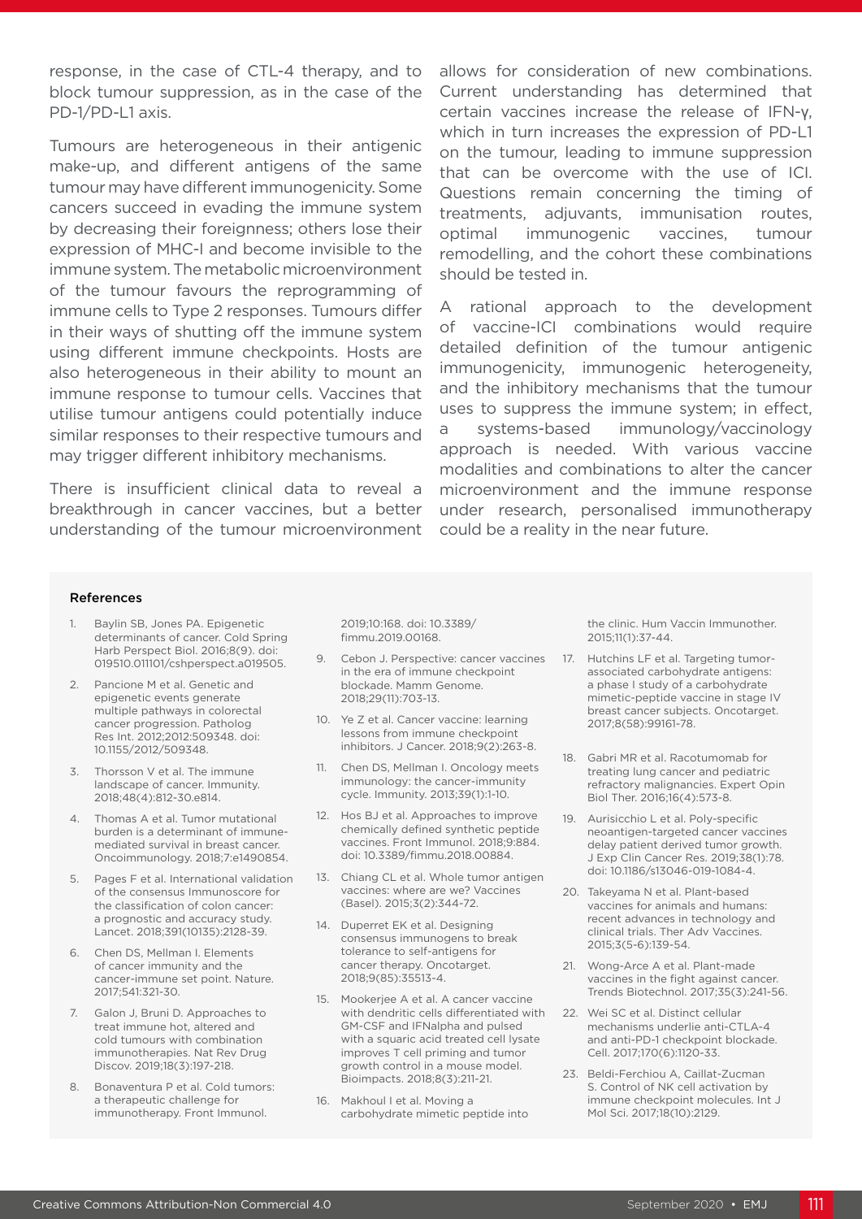response, in the case of CTL-4 therapy, and to block tumour suppression, as in the case of the PD-1/PD-L1 axis.

Tumours are heterogeneous in their antigenic make-up, and different antigens of the same tumour may have different immunogenicity. Some cancers succeed in evading the immune system by decreasing their foreignness; others lose their expression of MHC-I and become invisible to the immune system. The metabolic microenvironment of the tumour favours the reprogramming of immune cells to Type 2 responses. Tumours differ in their ways of shutting off the immune system using different immune checkpoints. Hosts are also heterogeneous in their ability to mount an immune response to tumour cells. Vaccines that utilise tumour antigens could potentially induce similar responses to their respective tumours and may trigger different inhibitory mechanisms.

There is insufficient clinical data to reveal a breakthrough in cancer vaccines, but a better understanding of the tumour microenvironment allows for consideration of new combinations. Current understanding has determined that certain vaccines increase the release of IFN-γ, which in turn increases the expression of PD-L1 on the tumour, leading to immune suppression that can be overcome with the use of ICI. Questions remain concerning the timing of treatments, adjuvants, immunisation routes, optimal immunogenic vaccines, tumour remodelling, and the cohort these combinations should be tested in.

A rational approach to the development of vaccine-ICI combinations would require detailed definition of the tumour antigenic immunogenicity, immunogenic heterogeneity, and the inhibitory mechanisms that the tumour uses to suppress the immune system; in effect, a systems-based immunology/vaccinology approach is needed. With various vaccine modalities and combinations to alter the cancer microenvironment and the immune response under research, personalised immunotherapy could be a reality in the near future.

### References

1. Baylin SB, Jones PA. Epigenetic determinants of cancer. Cold Spring Harb Perspect Biol. 2016;8(9). doi: 019510.011101/cshperspect.a019505.
2. Pancione M et al. Genetic and epigenetic events generate multiple pathways in colorectal cancer progression. Patholog Res Int. 2012;2012:509348. doi: 10.1155/2012/509348.
3. Thorsson V et al. The immune landscape of cancer. Immunity. 2018;48(4):812-30.e814.
4. Thomas A et al. Tumor mutational burden is a determinant of immune-mediated survival in breast cancer. Oncoimmunology. 2018;7:e1490854.
5. Pages F et al. International validation of the consensus Immunoscore for the classification of colon cancer: a prognostic and accuracy study. Lancet. 2018;391(10135):2128-39.
6. Chen DS, Mellman I. Elements of cancer immunity and the cancer-immune set point. Nature. 2017;541:321-30.
7. Galon J, Bruni D. Approaches to treat immune hot, altered and cold tumours with combination immunotherapies. Nat Rev Drug Discov. 2019;18(3):197-218.
8. Bonaventura P et al. Cold tumors: a therapeutic challenge for immunotherapy. Front Immunol. 2019;10:168. doi: 10.3389/fimmu.2019.00168.
9. Cebon J. Perspective: cancer vaccines in the era of immune checkpoint blockade. Mamm Genome. 2018;29(11):703-13.
10. Ye Z et al. Cancer vaccine: learning lessons from immune checkpoint inhibitors. J Cancer. 2018;9(2):263-8.
11. Chen DS, Mellman I. Oncology meets immunology: the cancer-immunity cycle. Immunity. 2013;39(1):1-10.
12. Hos BJ et al. Approaches to improve chemically defined synthetic peptide vaccines. Front Immunol. 2018;9:884. doi: 10.3389/fimmu.2018.00884.
13. Chiang CL et al. Whole tumor antigen vaccines: where are we? Vaccines (Basel). 2015;3(2):344-72.
14. Duperret EK et al. Designing consensus immunogens to break tolerance to self-antigens for cancer therapy. Oncotarget. 2018;9(85):35513-4.
15. Mookerjee A et al. A cancer vaccine with dendritic cells differentiated with GM-CSF and IFNalpha and pulsed with a squaric acid treated cell lysate improves T cell priming and tumor growth control in a mouse model. Bioimpacts. 2018;8(3):211-21.
16. Makhoul I et al. Moving a carbohydrate mimetic peptide into the clinic. Hum Vaccin Immunother. 2015;11(1):37-44.
17. Hutchins LF et al. Targeting tumor-associated carbohydrate antigens: a phase I study of a carbohydrate mimetic-peptide vaccine in stage IV breast cancer subjects. Oncotarget. 2017;8(58):99161-78.
18. Gabri MR et al. Racotumomab for treating lung cancer and pediatric refractory malignancies. Expert Opin Biol Ther. 2016;16(4):573-8.
19. Aurisicchio L et al. Poly-specific neoantigen-targeted cancer vaccines delay patient derived tumor growth. J Exp Clin Cancer Res. 2019;38(1):78. doi: 10.1186/s13046-019-1084-4.
20. Takeyama N et al. Plant-based vaccines for animals and humans: recent advances in technology and clinical trials. Ther Adv Vaccines. 2015;3(5-6):139-54.
21. Wong-Arce A et al. Plant-made vaccines in the fight against cancer. Trends Biotechnol. 2017;35(3):241-56.
22. Wei SC et al. Distinct cellular mechanisms underlie anti-CTLA-4 and anti-PD-1 checkpoint blockade. Cell. 2017;170(6):1120-33.
23. Beldi-Ferchiou A, Caillat-Zucman S. Control of NK cell activation by immune checkpoint molecules. Int J Mol Sci. 2017;18(10):2129.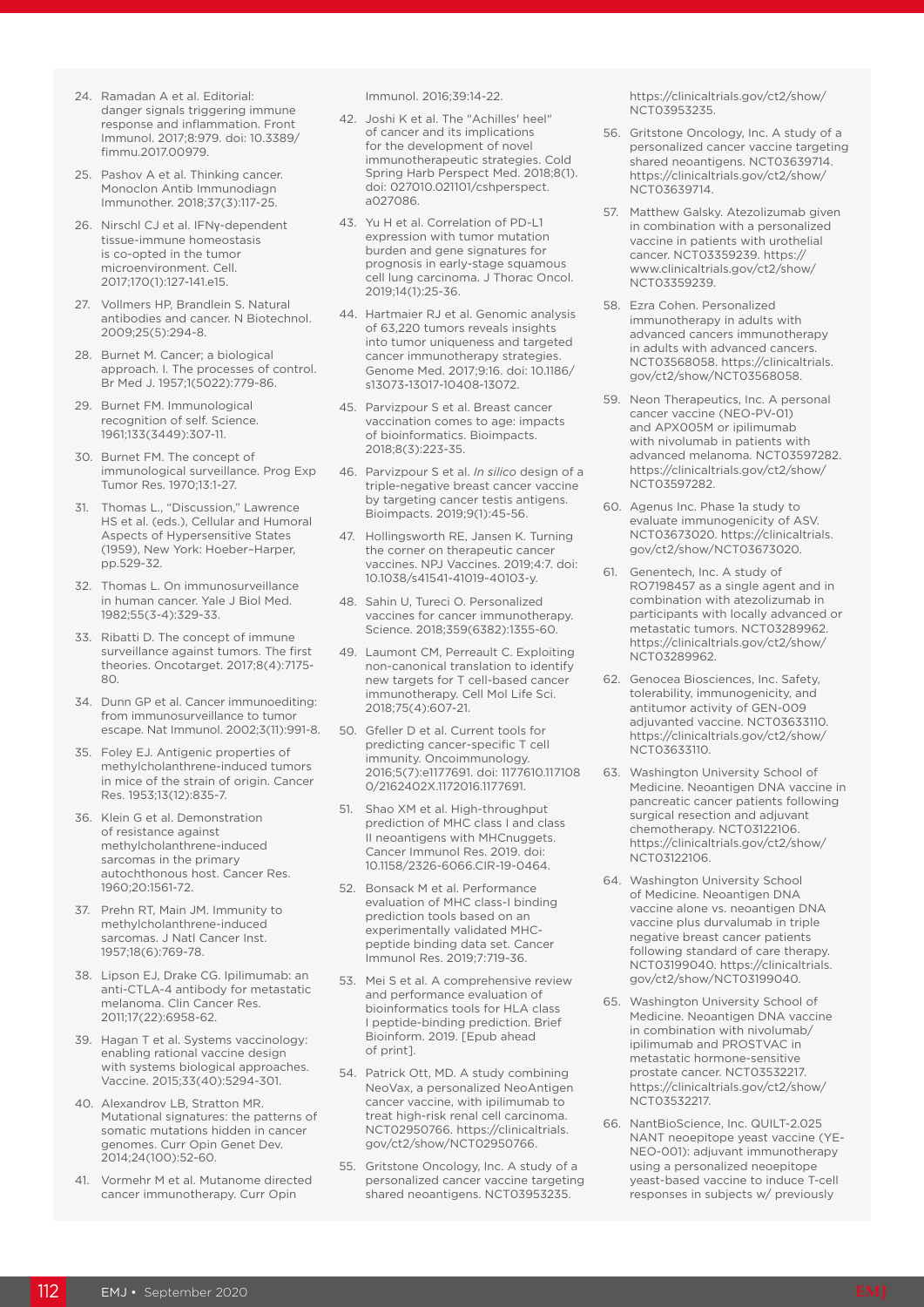24. Ramadan A et al. Editorial: danger signals triggering immune response and inflammation. Front Immunol. 2017;8:979. doi: 10.3389/fimmu.2017.00979.
25. Pashov A et al. Thinking cancer. Monoclon Antib Immunodiagn Immunother. 2018;37(3):117-25.
26. Nirschl CJ et al. IFNγ-dependent tissue-immune homeostasis is co-opted in the tumor microenvironment. Cell. 2017;170(1):127-141.e15.
27. Vollmers HP, Brandlein S. Natural antibodies and cancer. N Biotechnol. 2009;25(5):294-8.
28. Burnet M. Cancer; a biological approach. I. The processes of control. Br Med J. 1957;1(5022):779-86.
29. Burnet FM. Immunological recognition of self. Science. 1961;133(3449):307-11.
30. Burnet FM. The concept of immunological surveillance. Prog Exp Tumor Res. 1970;13:1-27.
31. Thomas L., "Discussion," Lawrence HS et al. (eds.), Cellular and Humoral Aspects of Hypersensitive States (1959), New York: Hoeber–Harper, pp.529-32.
32. Thomas L. On immunosurveillance in human cancer. Yale J Biol Med. 1982;55(3-4):329-33.
33. Ribatti D. The concept of immune surveillance against tumors. The first theories. Oncotarget. 2017;8(4):7175-80.
34. Dunn GP et al. Cancer immunoediting: from immunosurveillance to tumor escape. Nat Immunol. 2002;3(11):991-8.
35. Foley EJ. Antigenic properties of methylcholanthrene-induced tumors in mice of the strain of origin. Cancer Res. 1953;13(12):835-7.
36. Klein G et al. Demonstration of resistance against methylcholanthrene-induced sarcomas in the primary autochthonous host. Cancer Res. 1960;20:1561-72.
37. Prehn RT, Main JM. Immunity to methylcholanthrene-induced sarcomas. J Natl Cancer Inst. 1957;18(6):769-78.
38. Lipson EJ, Drake CG. Ipilimumab: an anti-CTLA-4 antibody for metastatic melanoma. Clin Cancer Res. 2011;17(22):6958-62.
39. Hagan T et al. Systems vaccinology: enabling rational vaccine design with systems biological approaches. Vaccine. 2015;33(40):5294-301.
40. Alexandrov LB, Stratton MR. Mutational signatures: the patterns of somatic mutations hidden in cancer genomes. Curr Opin Genet Dev. 2014;24(100):52-60.
41. Vormehr M et al. Mutanome directed cancer immunotherapy. Curr Opin Immunol. 2016;39:14-22.
42. Joshi K et al. The "Achilles' heel" of cancer and its implications for the development of novel immunotherapeutic strategies. Cold Spring Harb Perspect Med. 2018;8(1). doi: 027010.021101/cshperspect.a027086.
43. Yu H et al. Correlation of PD-L1 expression with tumor mutation burden and gene signatures for prognosis in early-stage squamous cell lung carcinoma. J Thorac Oncol. 2019;14(1):25-36.
44. Hartmaier RJ et al. Genomic analysis of 63,220 tumors reveals insights into tumor uniqueness and targeted cancer immunotherapy strategies. Genome Med. 2017;9:16. doi: 10.1186/s13073-13017-10408-13072.
45. Parvizpour S et al. Breast cancer vaccination comes to age: impacts of bioinformatics. Bioimpacts. 2018;8(3):223-35.
46. Parvizpour S et al. *In silico* design of a triple-negative breast cancer vaccine by targeting cancer testis antigens. Bioimpacts. 2019;9(1):45-56.
47. Hollingsworth RE, Jansen K. Turning the corner on therapeutic cancer vaccines. NPJ Vaccines. 2019;4:7. doi: 10.1038/s41541-41019-40103-y.
48. Sahin U, Tureci O. Personalized vaccines for cancer immunotherapy. Science. 2018;359(6382):1355-60.
49. Laumont CM, Perreault C. Exploiting non-canonical translation to identify new targets for T cell-based cancer immunotherapy. Cell Mol Life Sci. 2018;75(4):607-21.
50. Gfeller D et al. Current tools for predicting cancer-specific T cell immunity. Oncoimmunology. 2016;5(7):e1177691. doi: 1177610.1171080/2162402X.1172016.1177691.
51. Shao XM et al. High-throughput prediction of MHC class I and class II neoantigens with MHCnuggets. Cancer Immunol Res. 2019. doi: 10.1158/2326-6066.CIR-19-0464.
52. Bonsack M et al. Performance evaluation of MHC class-I binding prediction tools based on an experimentally validated MHC-peptide binding data set. Cancer Immunol Res. 2019;7:719-36.
53. Mei S et al. A comprehensive review and performance evaluation of bioinformatics tools for HLA class I peptide-binding prediction. Brief Bioinform. 2019. [Epub ahead of print].
54. Patrick Ott, MD. A study combining NeoVax, a personalized NeoAntigen cancer vaccine, with ipilimumab to treat high-risk renal cell carcinoma. NCT02950766. https://clinicaltrials.gov/ct2/show/NCT02950766.
55. Gritstone Oncology, Inc. A study of a personalized cancer vaccine targeting shared neoantigens. NCT03953235. https://clinicaltrials.gov/ct2/show/NCT03953235.
56. Gritstone Oncology, Inc. A study of a personalized cancer vaccine targeting shared neoantigens. NCT03639714. https://clinicaltrials.gov/ct2/show/NCT03639714.
57. Matthew Galsky. Atezolizumab given in combination with a personalized vaccine in patients with urothelial cancer. NCT03359239. https://www.clinicaltrials.gov/ct2/show/NCT03359239.
58. Ezra Cohen. Personalized immunotherapy in adults with advanced cancers immunotherapy in adults with advanced cancers. NCT03568058. https://clinicaltrials.gov/ct2/show/NCT03568058.
59. Neon Therapeutics, Inc. A personal cancer vaccine (NEO-PV-01) and APX005M or ipilimumab with nivolumab in patients with advanced melanoma. NCT03597282. https://clinicaltrials.gov/ct2/show/NCT03597282.
60. Agenus Inc. Phase 1a study to evaluate immunogenicity of ASV. NCT03673020. https://clinicaltrials.gov/ct2/show/NCT03673020.
61. Genentech, Inc. A study of RO7198457 as a single agent and in combination with atezolizumab in participants with locally advanced or metastatic tumors. NCT03289962. https://clinicaltrials.gov/ct2/show/NCT03289962.
62. Genocea Biosciences, Inc. Safety, tolerability, immunogenicity, and antitumor activity of GEN-009 adjuvanted vaccine. NCT03633110. https://clinicaltrials.gov/ct2/show/NCT03633110.
63. Washington University School of Medicine. Neoantigen DNA vaccine in pancreatic cancer patients following surgical resection and adjuvant chemotherapy. NCT03122106. https://clinicaltrials.gov/ct2/show/NCT03122106.
64. Washington University School of Medicine. Neoantigen DNA vaccine alone vs. neoantigen DNA vaccine plus durvalumab in triple negative breast cancer patients following standard of care therapy. NCT03199040. https://clinicaltrials.gov/ct2/show/NCT03199040.
65. Washington University School of Medicine. Neoantigen DNA vaccine in combination with nivolumab/ipilimumab and PROSTVAC in metastatic hormone-sensitive prostate cancer. NCT03532217. https://clinicaltrials.gov/ct2/show/NCT03532217.
66. NantBioScience, Inc. QUILT-2.025 NANT neoepitope yeast vaccine (YE-NEO-001): adjuvant immunotherapy using a personalized neoepitope yeast-based vaccine to induce T-cell responses in subjects w/ previously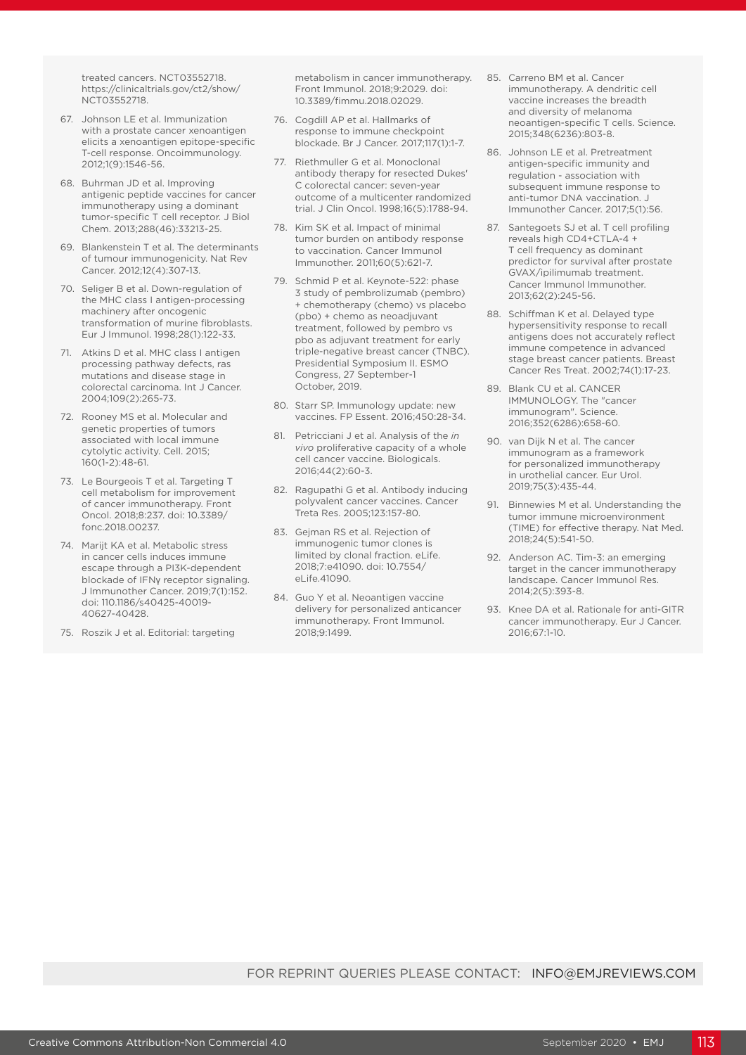treated cancers. NCT03552718. https://clinicaltrials.gov/ct2/show/NCT03552718.

67. Johnson LE et al. Immunization with a prostate cancer xenoantigen elicits a xenoantigen epitope-specific T-cell response. Oncoimmunology. 2012;1(9):1546-56.
68. Buhrman JD et al. Improving antigenic peptide vaccines for cancer immunotherapy using a dominant tumor-specific T cell receptor. J Biol Chem. 2013;288(46):33213-25.
69. Blankenstein T et al. The determinants of tumour immunogenicity. Nat Rev Cancer. 2012;12(4):307-13.
70. Seliger B et al. Down-regulation of the MHC class I antigen-processing machinery after oncogenic transformation of murine fibroblasts. Eur J Immunol. 1998;28(1):122-33.
71. Atkins D et al. MHC class I antigen processing pathway defects, ras mutations and disease stage in colorectal carcinoma. Int J Cancer. 2004;109(2):265-73.
72. Rooney MS et al. Molecular and genetic properties of tumors associated with local immune cytolytic activity. Cell. 2015; 160(1-2):48-61.
73. Le Bourgeois T et al. Targeting T cell metabolism for improvement of cancer immunotherapy. Front Oncol. 2018;8:237. doi: 10.3389/fonc.2018.00237.
74. Marijt KA et al. Metabolic stress in cancer cells induces immune escape through a PI3K-dependent blockade of IFNγ receptor signaling. J Immunother Cancer. 2019;7(1):152. doi: 110.1186/s40425-40019-40627-40428.
75. Roszik J et al. Editorial: targeting metabolism in cancer immunotherapy. Front Immunol. 2018;9:2029. doi: 10.3389/fimmu.2018.02029.
76. Cogdill AP et al. Hallmarks of response to immune checkpoint blockade. Br J Cancer. 2017;117(1):1-7.
77. Riethmuller G et al. Monoclonal antibody therapy for resected Dukes' C colorectal cancer: seven-year outcome of a multicenter randomized trial. J Clin Oncol. 1998;16(5):1788-94.
78. Kim SK et al. Impact of minimal tumor burden on antibody response to vaccination. Cancer Immunol Immunother. 2011;60(5):621-7.
79. Schmid P et al. Keynote-522: phase 3 study of pembrolizumab (pembro) + chemotherapy (chemo) vs placebo (pbo) + chemo as neoadjuvant treatment, followed by pembro vs pbo as adjuvant treatment for early triple-negative breast cancer (TNBC). Presidential Symposium II. ESMO Congress, 27 September-1 October, 2019.
80. Starr SP. Immunology update: new vaccines. FP Essent. 2016;450:28-34.
81. Petricciani J et al. Analysis of the *in vivo* proliferative capacity of a whole cell cancer vaccine. Biologicals. 2016;44(2):60-3.
82. Ragupathi G et al. Antibody inducing polyvalent cancer vaccines. Cancer Treta Res. 2005;123:157-80.
83. Gejman RS et al. Rejection of immunogenic tumor clones is limited by clonal fraction. eLife. 2018;7:e41090. doi: 10.7554/eLife.41090.
84. Guo Y et al. Neoantigen vaccine delivery for personalized anticancer immunotherapy. Front Immunol. 2018;9:1499.
85. Carreno BM et al. Cancer immunotherapy. A dendritic cell vaccine increases the breadth and diversity of melanoma neoantigen-specific T cells. Science. 2015;348(6236):803-8.
86. Johnson LE et al. Pretreatment antigen-specific immunity and regulation - association with subsequent immune response to anti-tumor DNA vaccination. J Immunother Cancer. 2017;5(1):56.
87. Santegoets SJ et al. T cell profiling reveals high CD4+CTLA-4 + T cell frequency as dominant predictor for survival after prostate GVAX/ipilimumab treatment. Cancer Immunol Immunother. 2013;62(2):245-56.
88. Schiffman K et al. Delayed type hypersensitivity response to recall antigens does not accurately reflect immune competence in advanced stage breast cancer patients. Breast Cancer Res Treat. 2002;74(1):17-23.
89. Blank CU et al. CANCER IMMUNOLOGY. The "cancer immunogram". Science. 2016;352(6286):658-60.
90. van Dijk N et al. The cancer immunogram as a framework for personalized immunotherapy in urothelial cancer. Eur Urol. 2019;75(3):435-44.
91. Binnewies M et al. Understanding the tumor immune microenvironment (TIME) for effective therapy. Nat Med. 2018;24(5):541-50.
92. Anderson AC. Tim-3: an emerging target in the cancer immunotherapy landscape. Cancer Immunol Res. 2014;2(5):393-8.
93. Knee DA et al. Rationale for anti-GITR cancer immunotherapy. Eur J Cancer. 2016;67:1-10.

FOR REPRINT QUERIES PLEASE CONTACT: INFO@EMJREVIEWS.COM